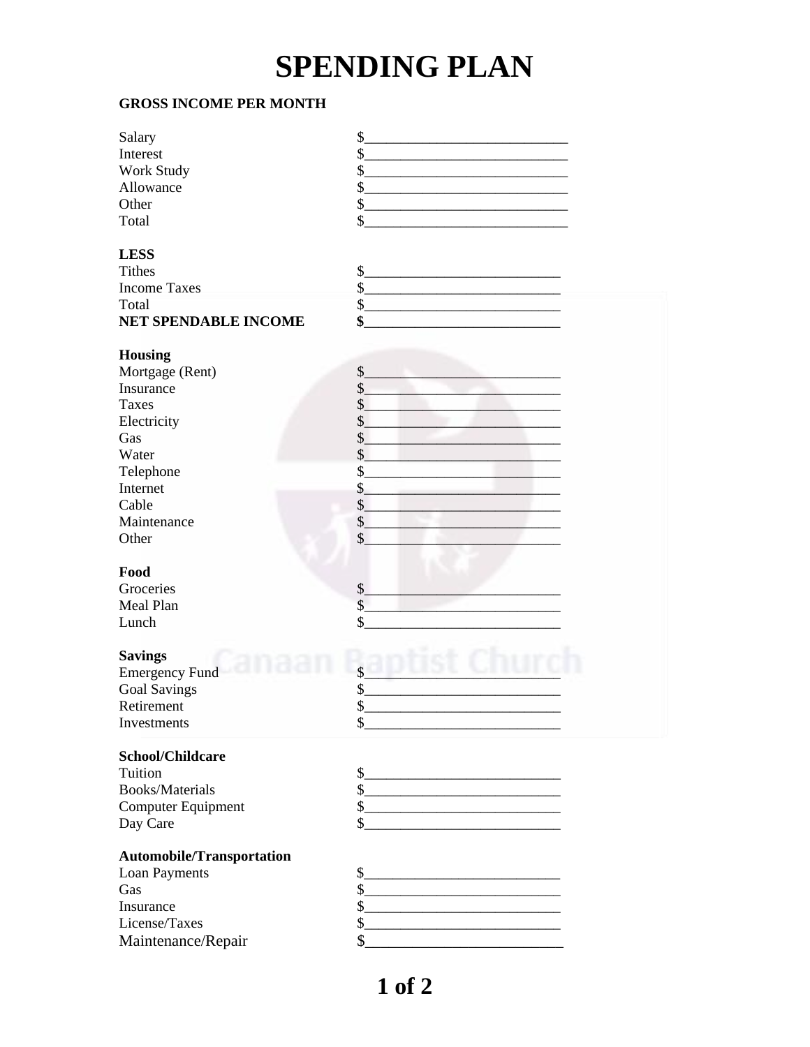# SPENDING PLAN

**GROSS INCOME PER MONTH**

| | |
|---|---|
| Salary | $\_\_\_\_\_\_\_\_\_\_\_\_\_\_\_\_\_\_\_\_ |
| Interest | $\_\_\_\_\_\_\_\_\_\_\_\_\_\_\_\_\_\_\_\_ |
| Work Study | $\_\_\_\_\_\_\_\_\_\_\_\_\_\_\_\_\_\_\_\_ |
| Allowance | $\_\_\_\_\_\_\_\_\_\_\_\_\_\_\_\_\_\_\_\_ |
| Other | $\_\_\_\_\_\_\_\_\_\_\_\_\_\_\_\_\_\_\_\_ |
| Total | $\_\_\_\_\_\_\_\_\_\_\_\_\_\_\_\_\_\_\_\_ |

**LESS**

| | |
|---|---|
| Tithes | $\_\_\_\_\_\_\_\_\_\_\_\_\_\_\_\_\_\_\_\_ |
| Income Taxes | $\_\_\_\_\_\_\_\_\_\_\_\_\_\_\_\_\_\_\_\_ |
| Total | $\_\_\_\_\_\_\_\_\_\_\_\_\_\_\_\_\_\_\_\_ |
| **NET SPENDABLE INCOME** | **$\_\_\_\_\_\_\_\_\_\_\_\_\_\_\_\_\_\_\_\_** |

**Housing**

| | |
|---|---|
| Mortgage (Rent) | $\_\_\_\_\_\_\_\_\_\_\_\_\_\_\_\_\_\_\_\_ |
| Insurance | $\_\_\_\_\_\_\_\_\_\_\_\_\_\_\_\_\_\_\_\_ |
| Taxes | $\_\_\_\_\_\_\_\_\_\_\_\_\_\_\_\_\_\_\_\_ |
| Electricity | $\_\_\_\_\_\_\_\_\_\_\_\_\_\_\_\_\_\_\_\_ |
| Gas | $\_\_\_\_\_\_\_\_\_\_\_\_\_\_\_\_\_\_\_\_ |
| Water | $\_\_\_\_\_\_\_\_\_\_\_\_\_\_\_\_\_\_\_\_ |
| Telephone | $\_\_\_\_\_\_\_\_\_\_\_\_\_\_\_\_\_\_\_\_ |
| Internet | $\_\_\_\_\_\_\_\_\_\_\_\_\_\_\_\_\_\_\_\_ |
| Cable | $\_\_\_\_\_\_\_\_\_\_\_\_\_\_\_\_\_\_\_\_ |
| Maintenance | $\_\_\_\_\_\_\_\_\_\_\_\_\_\_\_\_\_\_\_\_ |
| Other | $\_\_\_\_\_\_\_\_\_\_\_\_\_\_\_\_\_\_\_\_ |

**Food**

| | |
|---|---|
| Groceries | $\_\_\_\_\_\_\_\_\_\_\_\_\_\_\_\_\_\_\_\_ |
| Meal Plan | $\_\_\_\_\_\_\_\_\_\_\_\_\_\_\_\_\_\_\_\_ |
| Lunch | $\_\_\_\_\_\_\_\_\_\_\_\_\_\_\_\_\_\_\_\_ |

**Savings**

| | |
|---|---|
| Emergency Fund | $\_\_\_\_\_\_\_\_\_\_\_\_\_\_\_\_\_\_\_\_ |
| Goal Savings | $\_\_\_\_\_\_\_\_\_\_\_\_\_\_\_\_\_\_\_\_ |
| Retirement | $\_\_\_\_\_\_\_\_\_\_\_\_\_\_\_\_\_\_\_\_ |
| Investments | $\_\_\_\_\_\_\_\_\_\_\_\_\_\_\_\_\_\_\_\_ |

**School/Childcare**

| | |
|---|---|
| Tuition | $\_\_\_\_\_\_\_\_\_\_\_\_\_\_\_\_\_\_\_\_ |
| Books/Materials | $\_\_\_\_\_\_\_\_\_\_\_\_\_\_\_\_\_\_\_\_ |
| Computer Equipment | $\_\_\_\_\_\_\_\_\_\_\_\_\_\_\_\_\_\_\_\_ |
| Day Care | $\_\_\_\_\_\_\_\_\_\_\_\_\_\_\_\_\_\_\_\_ |

**Automobile/Transportation**

| | |
|---|---|
| Loan Payments | $\_\_\_\_\_\_\_\_\_\_\_\_\_\_\_\_\_\_\_\_ |
| Gas | $\_\_\_\_\_\_\_\_\_\_\_\_\_\_\_\_\_\_\_\_ |
| Insurance | $\_\_\_\_\_\_\_\_\_\_\_\_\_\_\_\_\_\_\_\_ |
| License/Taxes | $\_\_\_\_\_\_\_\_\_\_\_\_\_\_\_\_\_\_\_\_ |
| Maintenance/Repair | $\_\_\_\_\_\_\_\_\_\_\_\_\_\_\_\_\_\_\_\_ |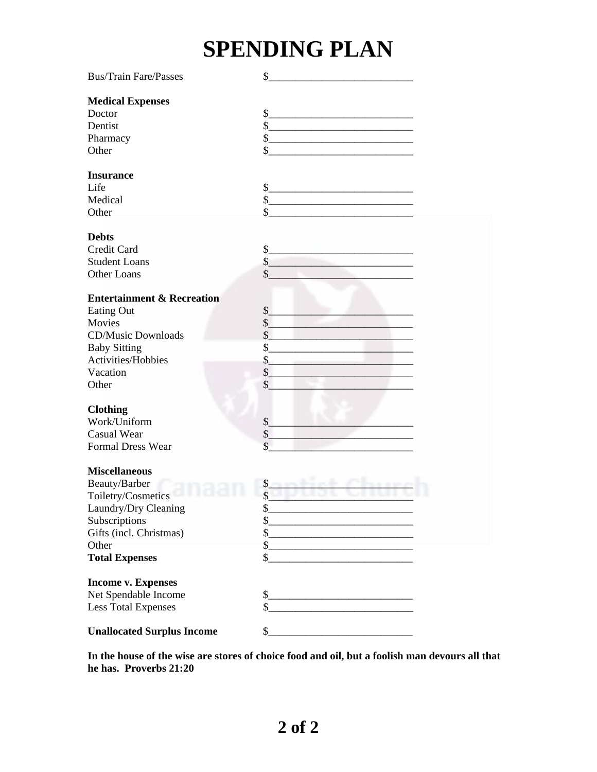# SPENDING PLAN

Bus/Train Fare/Passes $___________________________

**Medical Expenses**
Doctor $___________________________
Dentist $___________________________
Pharmacy $___________________________
Other $___________________________

**Insurance**
Life $___________________________
Medical $___________________________
Other $___________________________

**Debts**
Credit Card $___________________________
Student Loans $___________________________
Other Loans $___________________________

**Entertainment & Recreation**
Eating Out $___________________________
Movies $___________________________
CD/Music Downloads $___________________________
Baby Sitting $___________________________
Activities/Hobbies $___________________________
Vacation $___________________________
Other $___________________________

**Clothing**
Work/Uniform $___________________________
Casual Wear $___________________________
Formal Dress Wear $___________________________

**Miscellaneous**
Beauty/Barber $___________________________
Toiletry/Cosmetics $___________________________
Laundry/Dry Cleaning $___________________________
Subscriptions $___________________________
Gifts (incl. Christmas) $___________________________
Other $___________________________
**Total Expenses** $___________________________

**Income v. Expenses**
Net Spendable Income $___________________________
Less Total Expenses $___________________________

**Unallocated Surplus Income** $___________________________

**In the house of the wise are stores of choice food and oil, but a foolish man devours all that he has. Proverbs 21:20**